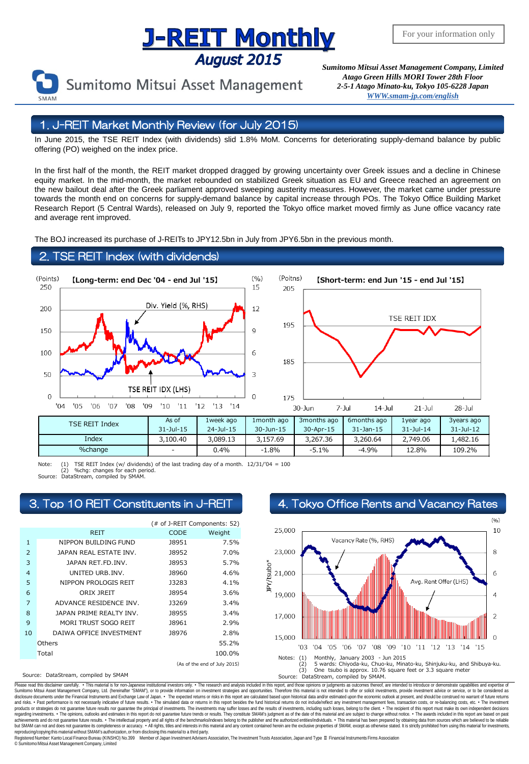# J-REIT Monthly
## August 2015

For your information only

Sumitomo Mitsui Asset Management

*Sumitomo Mitsui Asset Management Company, Limited*
*Atago Green Hills MORI Tower 28th Floor*
*2-5-1 Atago Minato-ku, Tokyo 105-6228 Japan*
*WWW.smam-jp.com/english*

## 1. J-REIT Market Monthly Review (for July 2015)

In June 2015, the TSE REIT Index (with dividends) slid 1.8% MoM. Concerns for deteriorating supply-demand balance by public offering (PO) weighed on the index price.

In the first half of the month, the REIT market dropped dragged by growing uncertainty over Greek issues and a decline in Chinese equity market. In the mid-month, the market rebounded on stabilized Greek situation as EU and Greece reached an agreement on the new bailout deal after the Greek parliament approved sweeping austerity measures. However, the market came under pressure towards the month end on concerns for supply-demand balance by capital increase through POs. The Tokyo Office Building Market Research Report (5 Central Wards), released on July 9, reported the Tokyo office market moved firmly as June office vacancy rate and average rent improved.

The BOJ increased its purchase of J-REITs to JPY12.5bn in July from JPY6.5bn in the previous month.

## 2. TSE REIT Index (with dividends)

【Long-term: end Dec '04 - end Jul '15】

【Short-term: end Jun '15 - end Jul '15】

| TSE REIT Index | As of 31-Jul-15 | 1week ago 24-Jul-15 | 1month ago 30-Jun-15 | 3months ago 30-Apr-15 | 6months ago 31-Jan-15 | 1year ago 31-Jul-14 | 3years ago 31-Jul-12 |
|---|---|---|---|---|---|---|---|
| Index | 3,100.40 | 3,089.13 | 3,157.69 | 3,267.36 | 3,260.64 | 2,749.06 | 1,482.16 |
| %change | - | 0.4% | -1.8% | -5.1% | -4.9% | 12.8% | 109.2% |

Note: (1) TSE REIT Index (w/ dividends) of the last trading day of a month. 12/31/'04 = 100
(2) %chg: changes for each period.
Source: DataStream, compiled by SMAM.

## 3. Top 10 REIT Constituents in J-REIT

(# of J-REIT Components: 52)

| | REIT | CODE | Weight |
|---|---|---|---|
| 1 | NIPPON BUILDING FUND | J8951 | 7.5% |
| 2 | JAPAN REAL ESTATE INV. | J8952 | 7.0% |
| 3 | JAPAN RET.FD.INV. | J8953 | 5.7% |
| 4 | UNITED URB.INV. | J8960 | 4.6% |
| 5 | NIPPON PROLOGIS REIT | J3283 | 4.1% |
| 6 | ORIX JREIT | J8954 | 3.6% |
| 7 | ADVANCE RESIDENCE INV. | J3269 | 3.4% |
| 8 | JAPAN PRIME REALTY INV. | J8955 | 3.4% |
| 9 | MORI TRUST SOGO REIT | J8961 | 2.9% |
| 10 | DAIWA OFFICE INVESTMENT | J8976 | 2.8% |
| | Others | | 55.2% |
| | Total | | 100.0% |

(As of the end of July 2015)

Source: DataStream, compiled by SMAM

## 4. Tokyo Office Rents and Vacancy Rates

Notes: (1) Monthly, January 2003 - Jun 2015
(2) 5 wards: Chiyoda-ku, Chuo-ku, Minato-ku, Shinjuku-ku, and Shibuya-ku.
(3) One tsubo is approx. 10.76 square feet or 3.3 square meter
Source: DataStream, compiled by SMAM.

Please read this disclaimer carefully. • This material is for non-Japanese institutional investors only. • The research and analysis included in this report, and those opinions or judgments as outcomes thereof, are intended to introduce or demonstrate capabilities and expertise of Sumitomo Mitsui Asset Management Company, Ltd. (hereinafter "SMAM"), or to provide information on investment strategies and opportunities. Therefore this material is not intended to offer or solicit investments, provide investment advice or service, or to be considered as disclosure documents under the Financial Instruments and Exchange Law of Japan. • The expected returns or risks in this report are calculated based upon historical data and/or estimated upon the economic outlook at present, and should be construed no warrant of future returns and risks. • Past performance is not necessarily indicative of future results. • The simulated data or returns in this report besides the fund historical returns do not include/reflect any investment management fees, transaction costs, or re-balancing costs, etc. • The investment products or strategies do not guarantee future results nor guarantee the principal of investments. The investments may suffer losses and the results of investments, including such losses, belong to the client. • The recipient of this report must make its own independent decisions regarding investments. • The opinions, outlooks and estimates in this report do not guarantee future trends or results. They constitute SMAM's judgment as of the date of this material and are subject to change without notice. • The awards included in this report are based on past achievements and do not guarantee future results. • The intellectual property and all rights of the benchmarks/indexes belong to the publisher and the authorized entities/individuals. • This material has been prepared by obtaining data from sources which are believed to be reliable but SMAM can not and does not guarantee its completeness or accuracy. • All rights, titles and interests in this material and any content contained herein are the exclusive properties of SMAM, except as otherwise stated. It is strictly prohibited from using this material for investments, reproducing/copying this material without SMAM's authorization, or from disclosing this material to a third party.

Registered Number: Kanto Local Finance Bureau (KINSHO) No.399 Member of Japan Investment Advisers Association, The Investment Trusts Association, Japan and Type Ⅱ Financial Instruments Firms Association
© Sumitomo Mitsui Asset Management Company, Limited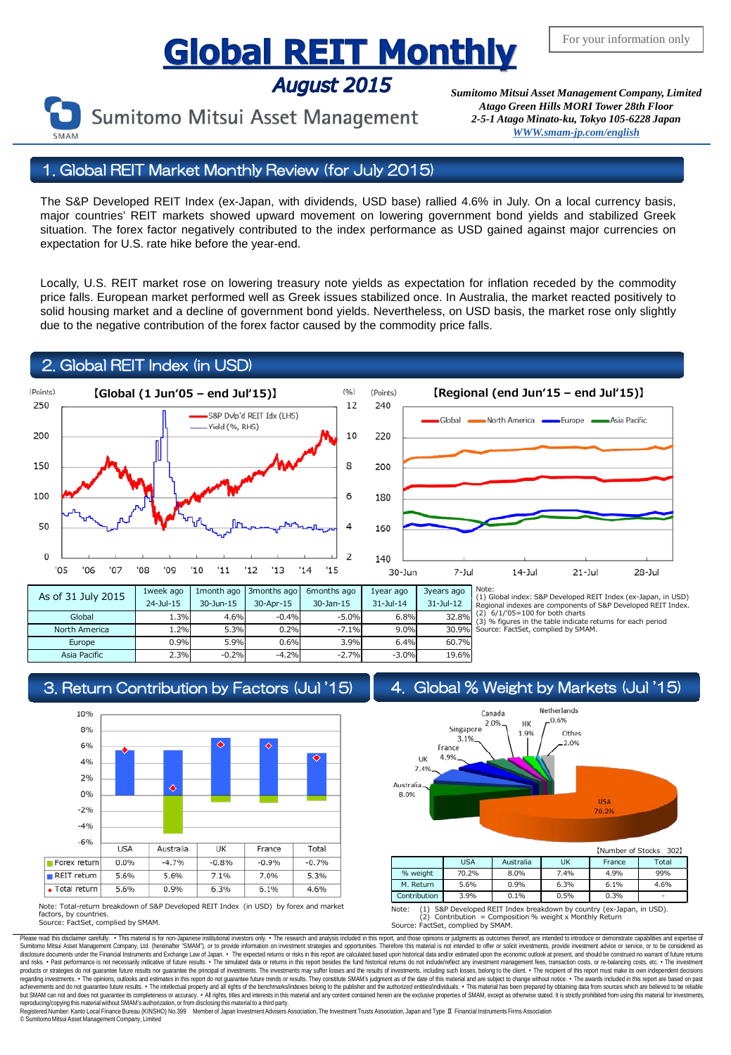For your information only

# Global REIT Monthly

## August 2015

Sumitomo Mitsui Asset Management

SMAM

*Sumitomo Mitsui Asset Management Company, Limited*
*Atago Green Hills MORI Tower 28th Floor*
*2-5-1 Atago Minato-ku, Tokyo 105-6228 Japan*
*WWW.smam-jp.com/english*

## 1. Global REIT Market Monthly Review (for July 2015)

The S&P Developed REIT Index (ex-Japan, with dividends, USD base) rallied 4.6% in July. On a local currency basis, major countries' REIT markets showed upward movement on lowering government bond yields and stabilized Greek situation. The forex factor negatively contributed to the index performance as USD gained against major currencies on expectation for U.S. rate hike before the year-end.

Locally, U.S. REIT market rose on lowering treasury note yields as expectation for inflation receded by the commodity price falls. European market performed well as Greek issues stabilized once. In Australia, the market reacted positively to solid housing market and a decline of government bond yields. Nevertheless, on USD basis, the market rose only slightly due to the negative contribution of the forex factor caused by the commodity price falls.

## 2. Global REIT Index (in USD)

【Global (1 Jun'05 – end Jul'15)】

(Points)
250
200
150
100
50
0
'05 '06 '07 '08 '09 '10 '11 '12 '13 '14 '15
(%)
12
10
8
6
4
2
S&P Dvlp'd REIT Idx (LHS)
Yield (%, RHS)

【Regional (end Jun'15 – end Jul'15)】

(Points)
240
220
200
180
160
140
30-Jun 7-Jul 14-Jul 21-Jul 28-Jul
Global North America Europe Asia Pacific

| As of 31 July 2015 | 1week ago<br>24-Jul-15 | 1month ago<br>30-Jun-15 | 3months ago<br>30-Apr-15 | 6months ago<br>30-Jan-15 | 1year ago<br>31-Jul-14 | 3years ago<br>31-Jul-12 |
|---|---|---|---|---|---|---|
| Global | 1.3% | 4.6% | -0.4% | -5.0% | 6.8% | 32.8% |
| North America | 1.2% | 5.3% | 0.2% | -7.1% | 9.0% | 30.9% |
| Europe | 0.9% | 5.9% | 0.6% | 3.9% | 6.4% | 60.7% |
| Asia Pacific | 2.3% | -0.2% | -4.2% | -2.7% | -3.0% | 19.6% |

Note:
(1) Global index: S&P Developed REIT Index (ex-Japan, in USD)
Regional indexes are components of S&P Developed REIT Index.
(2) 6/1/'05=100 for both charts
(3) % figures in the table indicate returns for each period
Source: FactSet, complied by SMAM.

## 3. Return Contribution by Factors (Jul '15)

10%
8%
6%
4%
2%
0%
-2%
-4%
-6%

| | USA | Australia | UK | France | Total |
|---|---|---|---|---|---|
| Forex return | 0.0% | -4.7% | -0.8% | -0.9% | -0.7% |
| REIT return | 5.6% | 5.6% | 7.1% | 7.0% | 5.3% |
| Total return | 5.6% | 0.9% | 6.3% | 6.1% | 4.6% |

Note: Total-return breakdown of S&P Developed REIT Index (in USD) by forex and market factors, by countries.
Source: FactSet, complied by SMAM.

## 4. Global % Weight by Markets (Jul '15)

Canada 2.0%
Netherlands 0.6%
HK 1.9%
Othes 2.0%
Singapore 3.1%
France 4.9%
UK 7.4%
Australia 8.0%
USA 70.2%

【Number of Stocks 302】

| | USA | Australia | UK | France | Total |
|---|---|---|---|---|---|
| % weight | 70.2% | 8.0% | 7.4% | 4.9% | 99% |
| M. Return | 5.6% | 0.9% | 6.3% | 6.1% | 4.6% |
| Contribution | 3.9% | 0.1% | 0.5% | 0.3% | - |

Note: (1) S&P Developed REIT Index breakdown by country (ex-Japan, in USD).
(2) Contribution = Composition % weight x Monthly Return
Source: FactSet, complied by SMAM.

Please read this disclaimer carefully. • This material is for non-Japanese institutional investors only. • The research and analysis included in this report, and those opinions or judgments as outcomes thereof, are intended to introduce or demonstrate capabilities and expertise of Sumitomo Mitsui Asset Management Company, Ltd. (hereinafter "SMAM"), or to provide information on investment strategies and opportunities. Therefore this material is not intended to offer or solicit investments, provide investment advice or service, or to be considered as disclosure documents under the Financial Instruments and Exchange Law of Japan. • The expected returns or risks in this report are calculated based upon historical data and/or estimated upon the economic outlook at present, and should be construed no warrant of future returns and risks. • Past performance is not necessarily indicative of future results. • The simulated data or returns in this report besides the fund historical returns do not include/reflect any investment management fees, transaction costs, or re-balancing costs, etc. • The investment products or strategies do not guarantee future results nor guarantee the principal of investments. The investments may suffer losses and the results of investments, including such losses, belong to the client. • The recipient of this report must make its own independent decisions regarding investments. • The opinions, outlooks and estimates in this report do not guarantee future trends or results. They constitute SMAM's judgment as of the date of this material and are subject to change without notice. • The awards included in this report are based on past achievements and do not guarantee future results. • The intellectual property and all rights of the benchmarks/indexes belong to the publisher and the authorized entities/individuals. • This material has been prepared by obtaining data from sources which are believed to be reliable but SMAM can not and does not guarantee its completeness or accuracy. • All rights, titles and interests in this material and any content contained herein are the exclusive properties of SMAM, except as otherwise stated. It is strictly prohibited from using this material for investments, reproducing/copying this material without SMAM's authorization, or from disclosing this material to a third party.
Registered Number: Kanto Local Finance Bureau (KINSHO) No.399 Member of Japan Investment Advisers Association, The Investment Trusts Association, Japan and Type Ⅱ Financial Instruments Firms Association
© Sumitomo Mitsui Asset Management Company, Limited